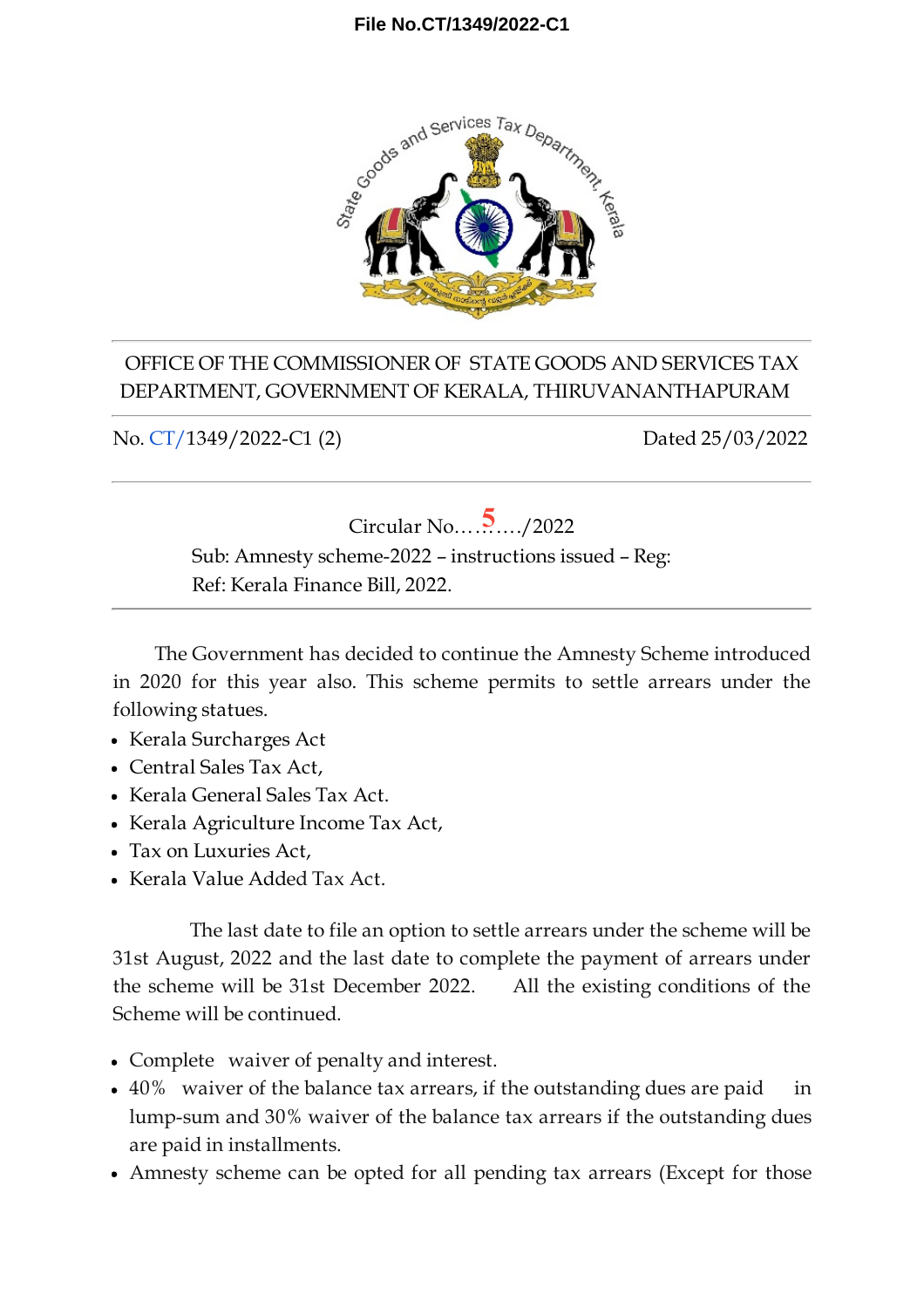File No.CT/1349/2022-C1

OFFICE OF THE COMMISSIONER OF STATE GOODS AND SERVICES TAX DEPARTMENT, GOVERNMENT OF KERALA, THIRUVANANTHAPURAM

No. CT/1349/2022-C1 (2) Dated 25/03/2022

Circular No.….5…../2022

Sub: Amnesty scheme-2022 – instructions issued – Reg:

Ref: Kerala Finance Bill, 2022.

The Government has decided to continue the Amnesty Scheme introduced in 2020 for this year also. This scheme permits to settle arrears under the following statues.

- Kerala Surcharges Act
- Central Sales Tax Act,
- Kerala General Sales Tax Act.
- Kerala Agriculture Income Tax Act,
- Tax on Luxuries Act,
- Kerala Value Added Tax Act.

The last date to file an option to settle arrears under the scheme will be 31st August, 2022 and the last date to complete the payment of arrears under the scheme will be 31st December 2022. All the existing conditions of the Scheme will be continued.

- Complete waiver of penalty and interest.
- 40% waiver of the balance tax arrears, if the outstanding dues are paid in lump-sum and 30% waiver of the balance tax arrears if the outstanding dues are paid in installments.
- Amnesty scheme can be opted for all pending tax arrears (Except for those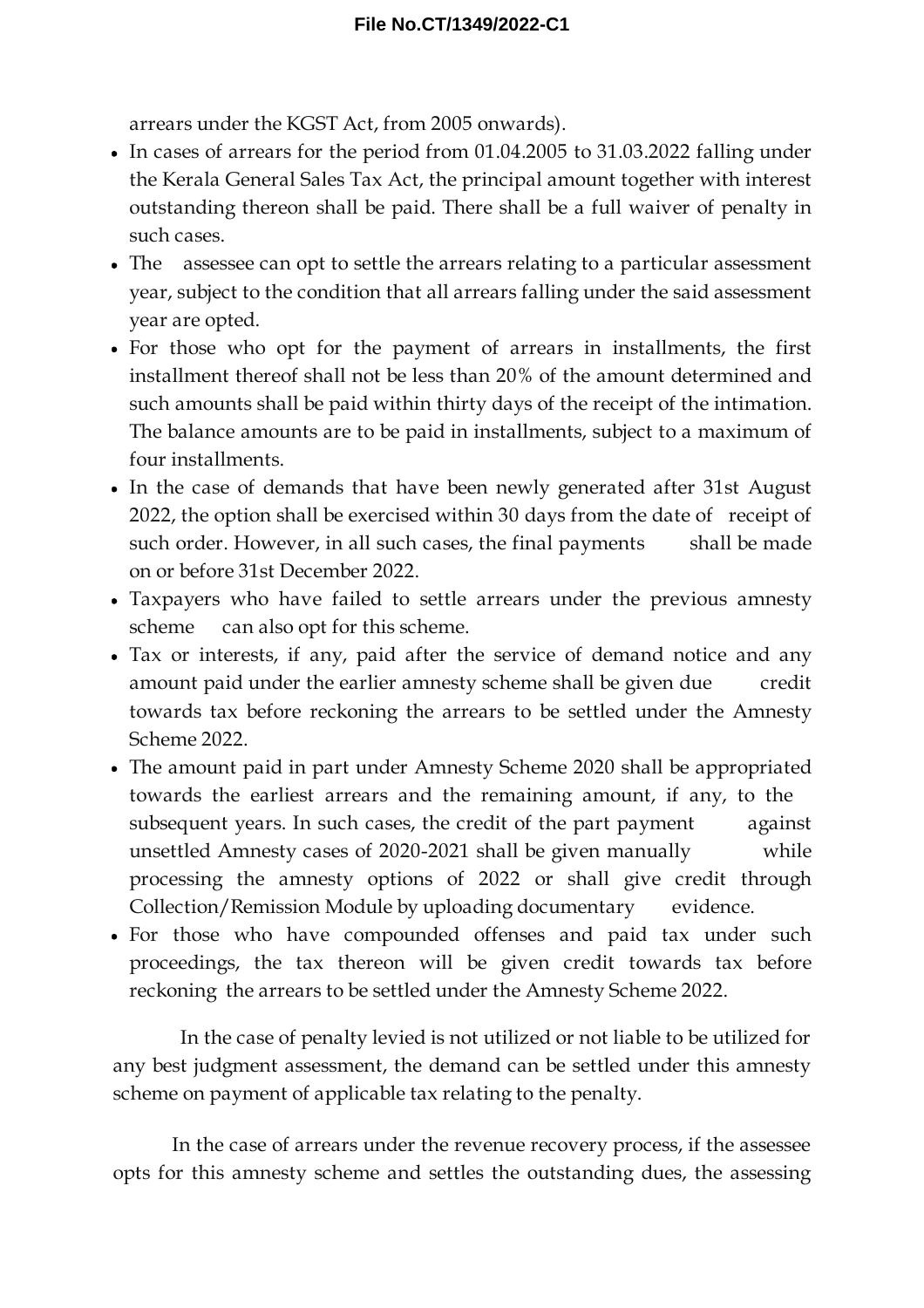arrears under the KGST Act, from 2005 onwards).

- In cases of arrears for the period from 01.04.2005 to 31.03.2022 falling under the Kerala General Sales Tax Act, the principal amount together with interest outstanding thereon shall be paid. There shall be a full waiver of penalty in such cases.
- The assessee can opt to settle the arrears relating to a particular assessment year, subject to the condition that all arrears falling under the said assessment year are opted.
- For those who opt for the payment of arrears in installments, the first installment thereof shall not be less than 20% of the amount determined and such amounts shall be paid within thirty days of the receipt of the intimation. The balance amounts are to be paid in installments, subject to a maximum of four installments.
- In the case of demands that have been newly generated after 31st August 2022, the option shall be exercised within 30 days from the date of receipt of such order. However, in all such cases, the final payments shall be made on or before 31st December 2022.
- Taxpayers who have failed to settle arrears under the previous amnesty scheme can also opt for this scheme.
- Tax or interests, if any, paid after the service of demand notice and any amount paid under the earlier amnesty scheme shall be given due credit towards tax before reckoning the arrears to be settled under the Amnesty Scheme 2022.
- The amount paid in part under Amnesty Scheme 2020 shall be appropriated towards the earliest arrears and the remaining amount, if any, to the subsequent years. In such cases, the credit of the part payment against unsettled Amnesty cases of 2020-2021 shall be given manually while processing the amnesty options of 2022 or shall give credit through Collection/Remission Module by uploading documentary evidence.
- For those who have compounded offenses and paid tax under such proceedings, the tax thereon will be given credit towards tax before reckoning the arrears to be settled under the Amnesty Scheme 2022.

In the case of penalty levied is not utilized or not liable to be utilized for any best judgment assessment, the demand can be settled under this amnesty scheme on payment of applicable tax relating to the penalty.

In the case of arrears under the revenue recovery process, if the assessee opts for this amnesty scheme and settles the outstanding dues, the assessing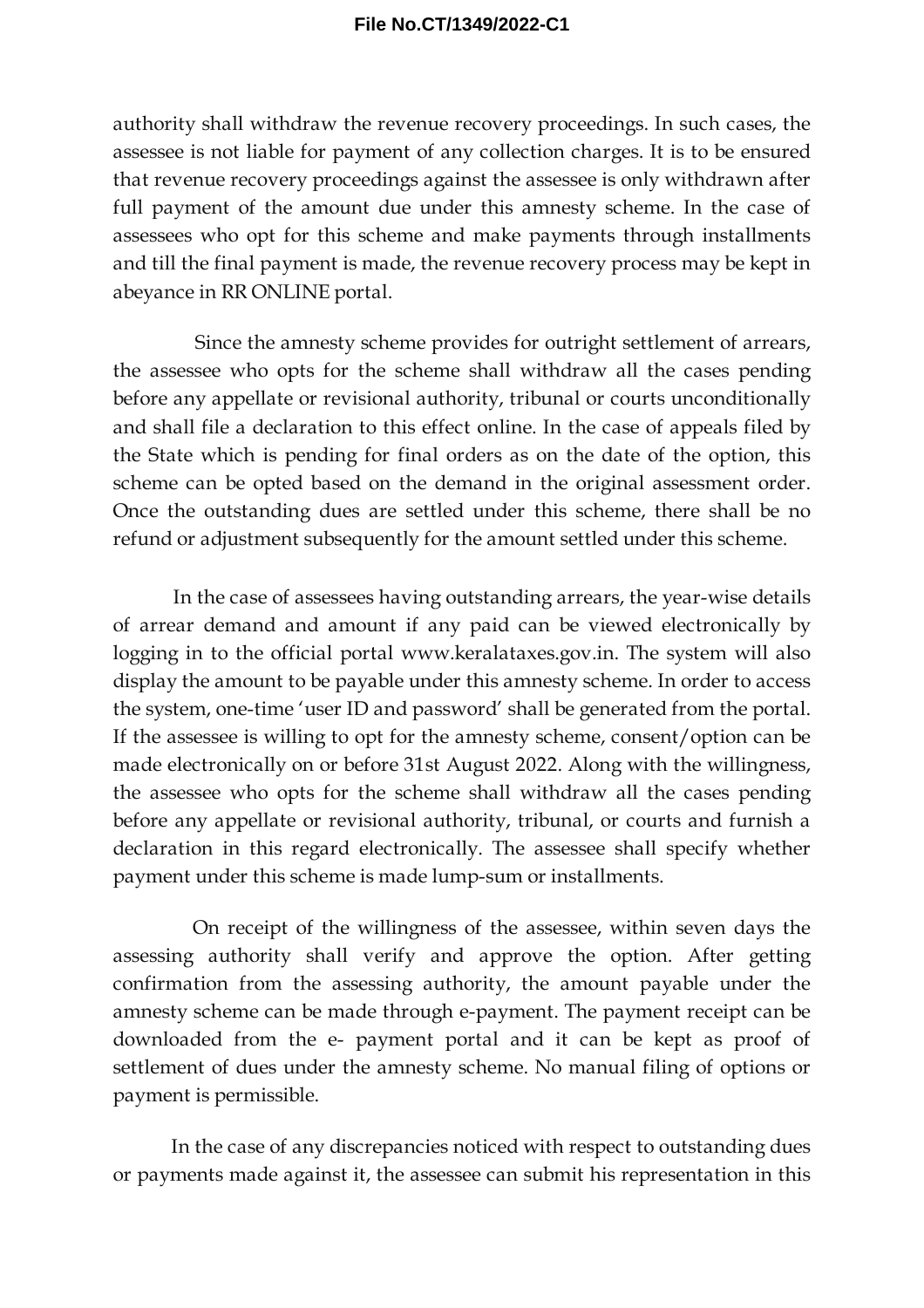authority shall withdraw the revenue recovery proceedings. In such cases, the assessee is not liable for payment of any collection charges. It is to be ensured that revenue recovery proceedings against the assessee is only withdrawn after full payment of the amount due under this amnesty scheme. In the case of assessees who opt for this scheme and make payments through installments and till the final payment is made, the revenue recovery process may be kept in abeyance in RR ONLINE portal.

Since the amnesty scheme provides for outright settlement of arrears, the assessee who opts for the scheme shall withdraw all the cases pending before any appellate or revisional authority, tribunal or courts unconditionally and shall file a declaration to this effect online. In the case of appeals filed by the State which is pending for final orders as on the date of the option, this scheme can be opted based on the demand in the original assessment order. Once the outstanding dues are settled under this scheme, there shall be no refund or adjustment subsequently for the amount settled under this scheme.

In the case of assessees having outstanding arrears, the year-wise details of arrear demand and amount if any paid can be viewed electronically by logging in to the official portal www.keralataxes.gov.in. The system will also display the amount to be payable under this amnesty scheme. In order to access the system, one-time 'user ID and password' shall be generated from the portal. If the assessee is willing to opt for the amnesty scheme, consent/option can be made electronically on or before 31st August 2022. Along with the willingness, the assessee who opts for the scheme shall withdraw all the cases pending before any appellate or revisional authority, tribunal, or courts and furnish a declaration in this regard electronically. The assessee shall specify whether payment under this scheme is made lump-sum or installments.

On receipt of the willingness of the assessee, within seven days the assessing authority shall verify and approve the option. After getting confirmation from the assessing authority, the amount payable under the amnesty scheme can be made through e-payment. The payment receipt can be downloaded from the e- payment portal and it can be kept as proof of settlement of dues under the amnesty scheme. No manual filing of options or payment is permissible.

In the case of any discrepancies noticed with respect to outstanding dues or payments made against it, the assessee can submit his representation in this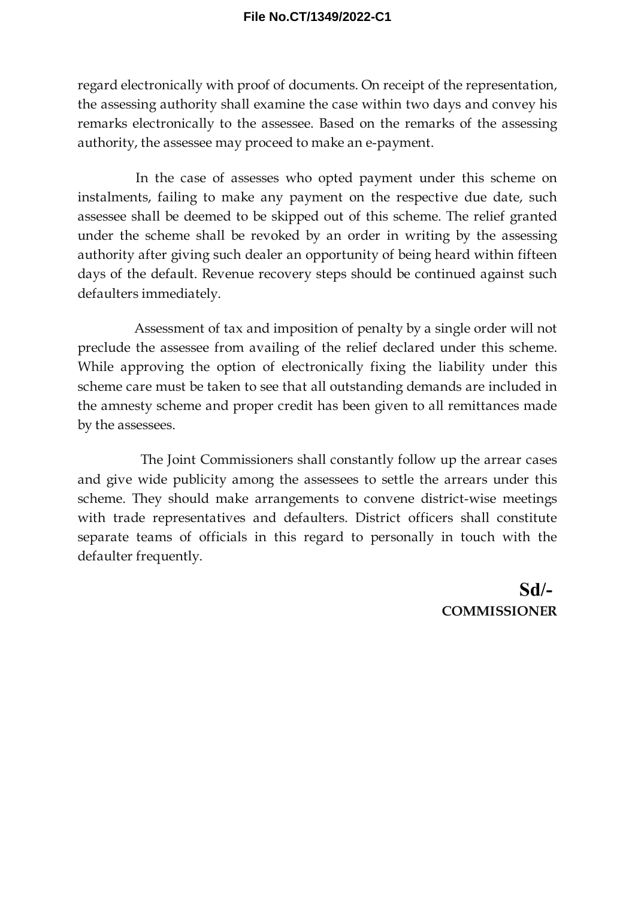regard electronically with proof of documents. On receipt of the representation, the assessing authority shall examine the case within two days and convey his remarks electronically to the assessee. Based on the remarks of the assessing authority, the assessee may proceed to make an e-payment.

In the case of assesses who opted payment under this scheme on instalments, failing to make any payment on the respective due date, such assessee shall be deemed to be skipped out of this scheme. The relief granted under the scheme shall be revoked by an order in writing by the assessing authority after giving such dealer an opportunity of being heard within fifteen days of the default. Revenue recovery steps should be continued against such defaulters immediately.

Assessment of tax and imposition of penalty by a single order will not preclude the assessee from availing of the relief declared under this scheme. While approving the option of electronically fixing the liability under this scheme care must be taken to see that all outstanding demands are included in the amnesty scheme and proper credit has been given to all remittances made by the assessees.

The Joint Commissioners shall constantly follow up the arrear cases and give wide publicity among the assessees to settle the arrears under this scheme. They should make arrangements to convene district-wise meetings with trade representatives and defaulters. District officers shall constitute separate teams of officials in this regard to personally in touch with the defaulter frequently.

**Sd/-**
**COMMISSIONER**